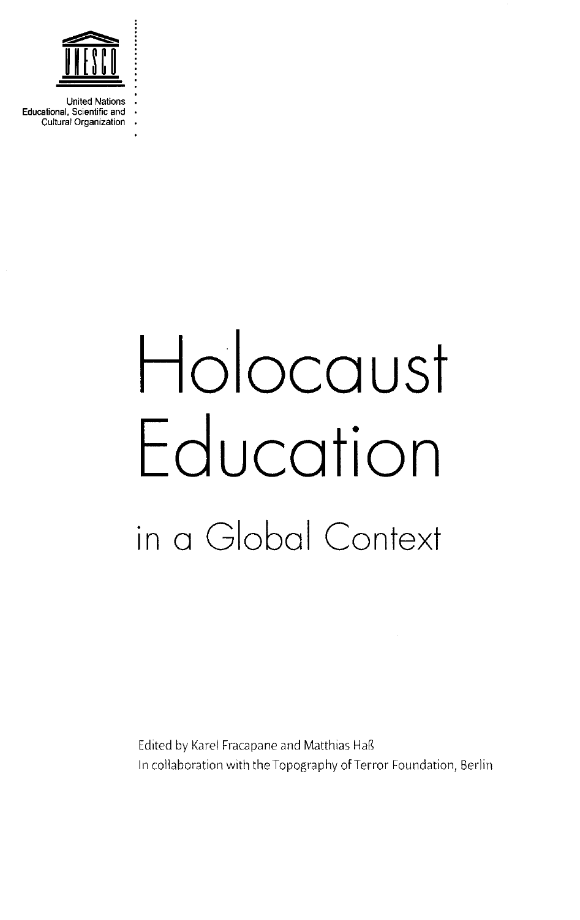United Nations
Educational, Scientific and
Cultural Organization

# Holocaust Education

## in a Global Context

Edited by Karel Fracapane and Matthias Haß
In collaboration with the Topography of Terror Foundation, Berlin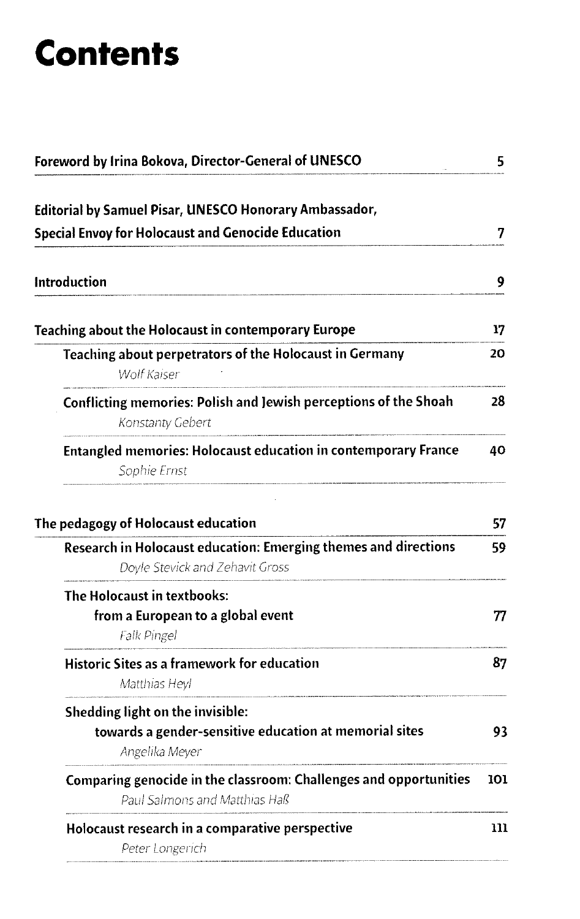# Contents

| | |
|---|---|
| **Foreword by Irina Bokova, Director-General of UNESCO** | **5** |
| **Editorial by Samuel Pisar, UNESCO Honorary Ambassador, Special Envoy for Holocaust and Genocide Education** | **7** |
| **Introduction** | **9** |
| **Teaching about the Holocaust in contemporary Europe** | **17** |
| **Teaching about perpetrators of the Holocaust in Germany** *Wolf Kaiser* | **20** |
| **Conflicting memories: Polish and Jewish perceptions of the Shoah** *Konstanty Gebert* | **28** |
| **Entangled memories: Holocaust education in contemporary France** *Sophie Ernst* | **40** |
| **The pedagogy of Holocaust education** | **57** |
| **Research in Holocaust education: Emerging themes and directions** *Doyle Stevick and Zehavit Gross* | **59** |
| **The Holocaust in textbooks: from a European to a global event** *Falk Pingel* | **77** |
| **Historic Sites as a framework for education** *Matthias Heyl* | **87** |
| **Shedding light on the invisible: towards a gender-sensitive education at memorial sites** *Angelika Meyer* | **93** |
| **Comparing genocide in the classroom: Challenges and opportunities** *Paul Salmons and Matthias Haß* | **101** |
| **Holocaust research in a comparative perspective** *Peter Longerich* | **111** |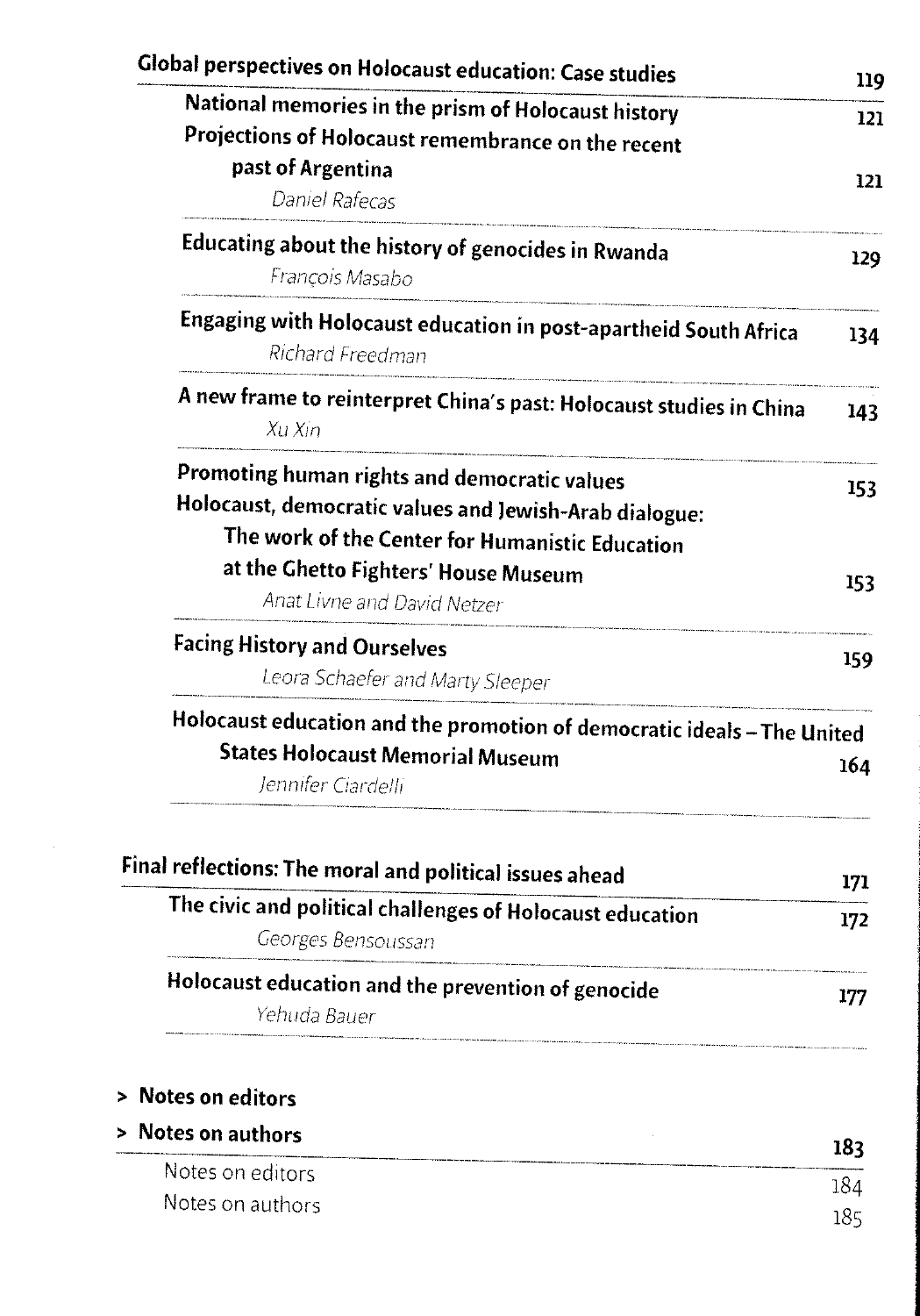**Global perspectives on Holocaust education: Case studies** 119

**National memories in the prism of Holocaust history** 121

**Projections of Holocaust remembrance on the recent past of Argentina** 121
*Daniel Rafecas*

**Educating about the history of genocides in Rwanda** 129
*François Masabo*

**Engaging with Holocaust education in post-apartheid South Africa** 134
*Richard Freedman*

**A new frame to reinterpret China's past: Holocaust studies in China** 143
*Xu Xin*

**Promoting human rights and democratic values** 153

**Holocaust, democratic values and Jewish-Arab dialogue: The work of the Center for Humanistic Education at the Ghetto Fighters' House Museum** 153
*Anat Livne and David Netzer*

**Facing History and Ourselves** 159
*Leora Schaefer and Marty Sleeper*

**Holocaust education and the promotion of democratic ideals – The United States Holocaust Memorial Museum** 164
*Jennifer Ciardelli*

**Final reflections: The moral and political issues ahead** 171

**The civic and political challenges of Holocaust education** 172
*Georges Bensoussan*

**Holocaust education and the prevention of genocide** 177
*Yehuda Bauer*

> **Notes on editors**

> **Notes on authors** 183

Notes on editors 184

Notes on authors 185